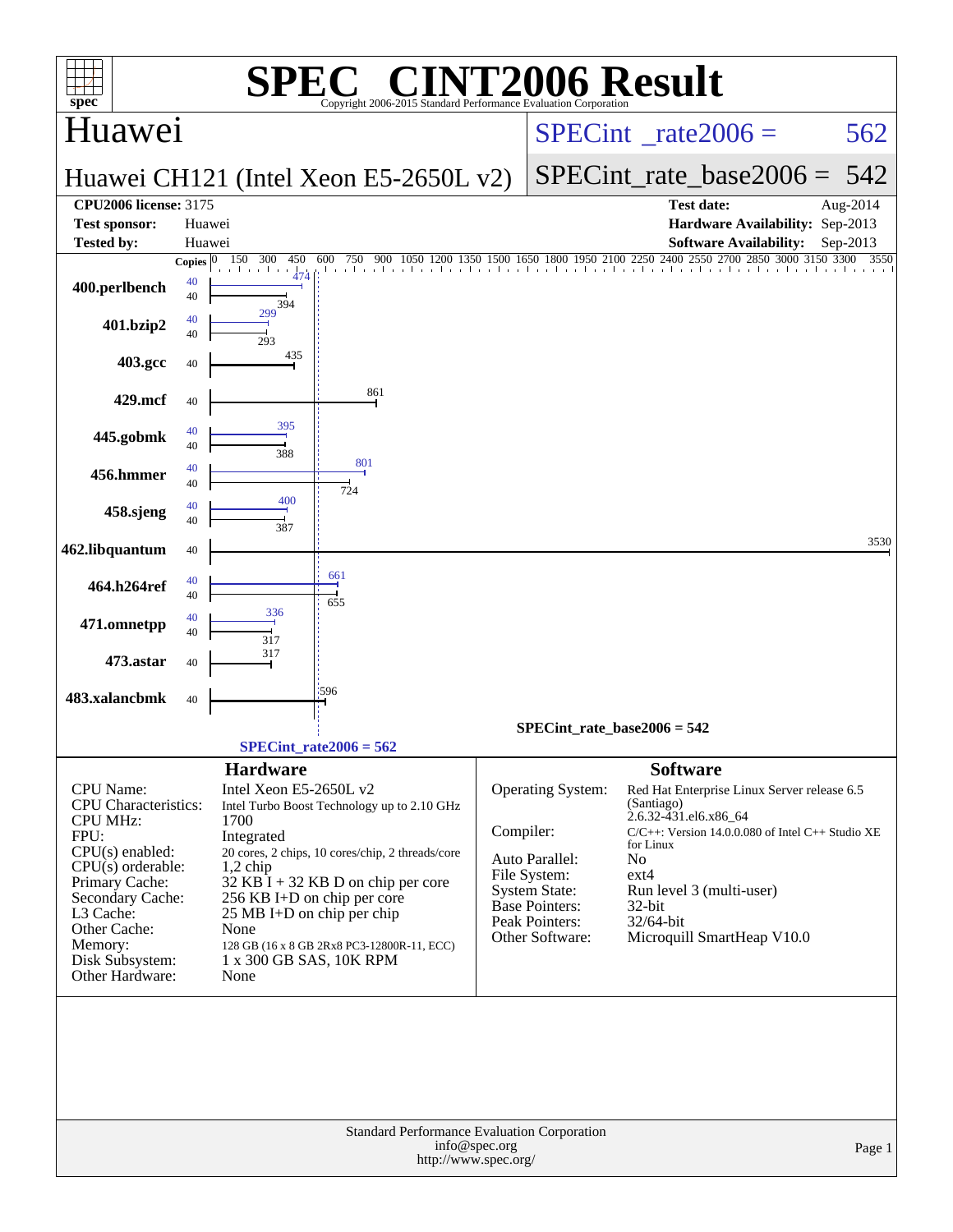# SPEC CINT2006 Result

Copyright 2006-2015 Standard Performance Evaluation Corporation

## Huawei

**Huawei CH121 (Intel Xeon E5-2650L v2)**

SPECint_rate2006 = 562

SPECint_rate_base2006 = 542

| | | | |
|---|---|---|---|
| **CPU2006 license:** 3175 | | **Test date:** | Aug-2014 |
| **Test sponsor:** | Huawei | **Hardware Availability:** | Sep-2013 |
| **Tested by:** | Huawei | **Software Availability:** | Sep-2013 |

| Benchmark | Copies (peak) | Copies (base) | Peak | Base |
|---|---|---|---|---|
| 400.perlbench | 40 | 40 | 474 | 394 |
| 401.bzip2 | 40 | 40 | 299 | 293 |
| 403.gcc | | 40 | | 435 |
| 429.mcf | | 40 | | 861 |
| 445.gobmk | 40 | 40 | 395 | 388 |
| 456.hmmer | 40 | 40 | 801 | 724 |
| 458.sjeng | 40 | 40 | 400 | 387 |
| 462.libquantum | | 40 | | 3530 |
| 464.h264ref | 40 | 40 | 661 | 655 |
| 471.omnetpp | 40 | 40 | 336 | 317 |
| 473.astar | | 40 | | 317 |
| 483.xalancbmk | | 40 | | 596 |

SPECint_rate_base2006 = 542

SPECint_rate2006 = 562

### Hardware

| | |
|---|---|
| CPU Name: | Intel Xeon E5-2650L v2 |
| CPU Characteristics: | Intel Turbo Boost Technology up to 2.10 GHz |
| CPU MHz: | 1700 |
| FPU: | Integrated |
| CPU(s) enabled: | 20 cores, 2 chips, 10 cores/chip, 2 threads/core |
| CPU(s) orderable: | 1,2 chip |
| Primary Cache: | 32 KB I + 32 KB D on chip per core |
| Secondary Cache: | 256 KB I+D on chip per core |
| L3 Cache: | 25 MB I+D on chip per chip |
| Other Cache: | None |
| Memory: | 128 GB (16 x 8 GB 2Rx8 PC3-12800R-11, ECC) |
| Disk Subsystem: | 1 x 300 GB SAS, 10K RPM |
| Other Hardware: | None |

### Software

| | |
|---|---|
| Operating System: | Red Hat Enterprise Linux Server release 6.5 (Santiago) 2.6.32-431.el6.x86_64 |
| Compiler: | C/C++: Version 14.0.0.080 of Intel C++ Studio XE for Linux |
| Auto Parallel: | No |
| File System: | ext4 |
| System State: | Run level 3 (multi-user) |
| Base Pointers: | 32-bit |
| Peak Pointers: | 32/64-bit |
| Other Software: | Microquill SmartHeap V10.0 |

Standard Performance Evaluation Corporation
info@spec.org
http://www.spec.org/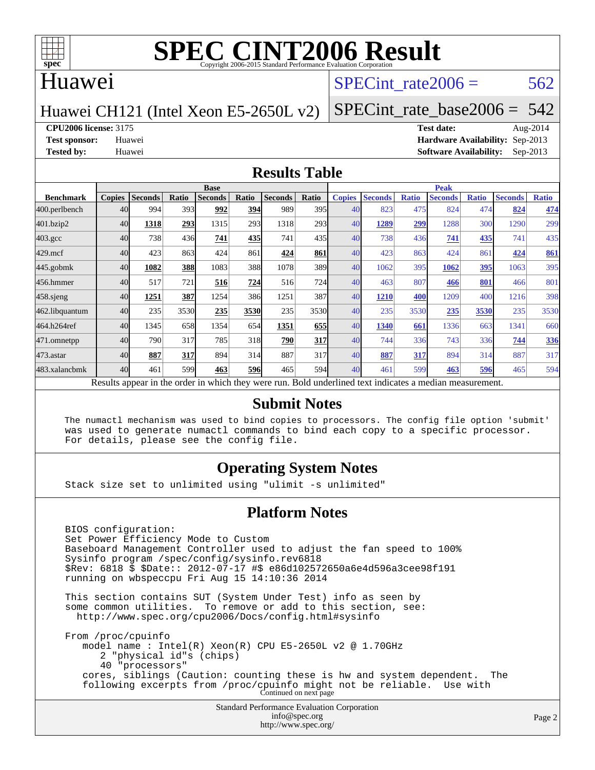# SPEC CINT2006 Result

Copyright 2006-2015 Standard Performance Evaluation Corporation

## Huawei

Huawei CH121 (Intel Xeon E5-2650L v2)

SPECint_rate2006 = 562

SPECint_rate_base2006 = 542

**CPU2006 license:** 3175
**Test sponsor:** Huawei
**Tested by:** Huawei

**Test date:** Aug-2014
**Hardware Availability:** Sep-2013
**Software Availability:** Sep-2013

## Results Table

| | Base | | | | | | | Peak | | | | | | |
|---|---|---|---|---|---|---|---|---|---|---|---|---|---|---|
| **Benchmark** | **Copies** | **Seconds** | **Ratio** | **Seconds** | **Ratio** | **Seconds** | **Ratio** | **Copies** | **Seconds** | **Ratio** | **Seconds** | **Ratio** | **Seconds** | **Ratio** |
| 400.perlbench | 40 | 994 | 393 | **992** | **394** | 989 | 395 | 40 | 823 | 475 | 824 | 474 | **824** | **474** |
| 401.bzip2 | 40 | **1318** | **293** | 1315 | 293 | 1318 | 293 | 40 | **1289** | **299** | 1288 | 300 | 1290 | 299 |
| 403.gcc | 40 | 738 | 436 | **741** | **435** | 741 | 435 | 40 | 738 | 436 | **741** | **435** | 741 | 435 |
| 429.mcf | 40 | 423 | 863 | 424 | 861 | **424** | **861** | 40 | 423 | 863 | 424 | 861 | **424** | **861** |
| 445.gobmk | 40 | **1082** | **388** | 1083 | 388 | 1078 | 389 | 40 | 1062 | 395 | **1062** | **395** | 1063 | 395 |
| 456.hmmer | 40 | 517 | 721 | **516** | **724** | 516 | 724 | 40 | 463 | 807 | **466** | **801** | 466 | 801 |
| 458.sjeng | 40 | **1251** | **387** | 1254 | 386 | 1251 | 387 | 40 | **1210** | **400** | 1209 | 400 | 1216 | 398 |
| 462.libquantum | 40 | 235 | 3530 | **235** | **3530** | 235 | 3530 | 40 | 235 | 3530 | **235** | **3530** | 235 | 3530 |
| 464.h264ref | 40 | 1345 | 658 | 1354 | 654 | **1351** | **655** | 40 | **1340** | **661** | 1336 | 663 | 1341 | 660 |
| 471.omnetpp | 40 | 790 | 317 | 785 | 318 | **790** | **317** | 40 | 744 | 336 | 743 | 336 | **744** | **336** |
| 473.astar | 40 | **887** | **317** | 894 | 314 | 887 | 317 | 40 | **887** | **317** | 894 | 314 | 887 | 317 |
| 483.xalancbmk | 40 | 461 | 599 | **463** | **596** | 465 | 594 | 40 | 461 | 599 | **463** | **596** | 465 | 594 |

Results appear in the order in which they were run. Bold underlined text indicates a median measurement.

## Submit Notes

```
The numactl mechanism was used to bind copies to processors. The config file option 'submit'
was used to generate numactl commands to bind each copy to a specific processor.
For details, please see the config file.
```

## Operating System Notes

```
Stack size set to unlimited using "ulimit -s unlimited"
```

## Platform Notes

```
BIOS configuration:
Set Power Efficiency Mode to Custom
Baseboard Management Controller used to adjust the fan speed to 100%
Sysinfo program /spec/config/sysinfo.rev6818
$Rev: 6818 $ $Date:: 2012-07-17 #$ e86d102572650a6e4d596a3cee98f191
running on wbspeccpu Fri Aug 15 14:10:36 2014

This section contains SUT (System Under Test) info as seen by
some common utilities.  To remove or add to this section, see:
  http://www.spec.org/cpu2006/Docs/config.html#sysinfo

From /proc/cpuinfo
   model name : Intel(R) Xeon(R) CPU E5-2650L v2 @ 1.70GHz
      2 "physical id"s (chips)
      40 "processors"
   cores, siblings (Caution: counting these is hw and system dependent.  The
   following excerpts from /proc/cpuinfo might not be reliable.  Use with
```

Continued on next page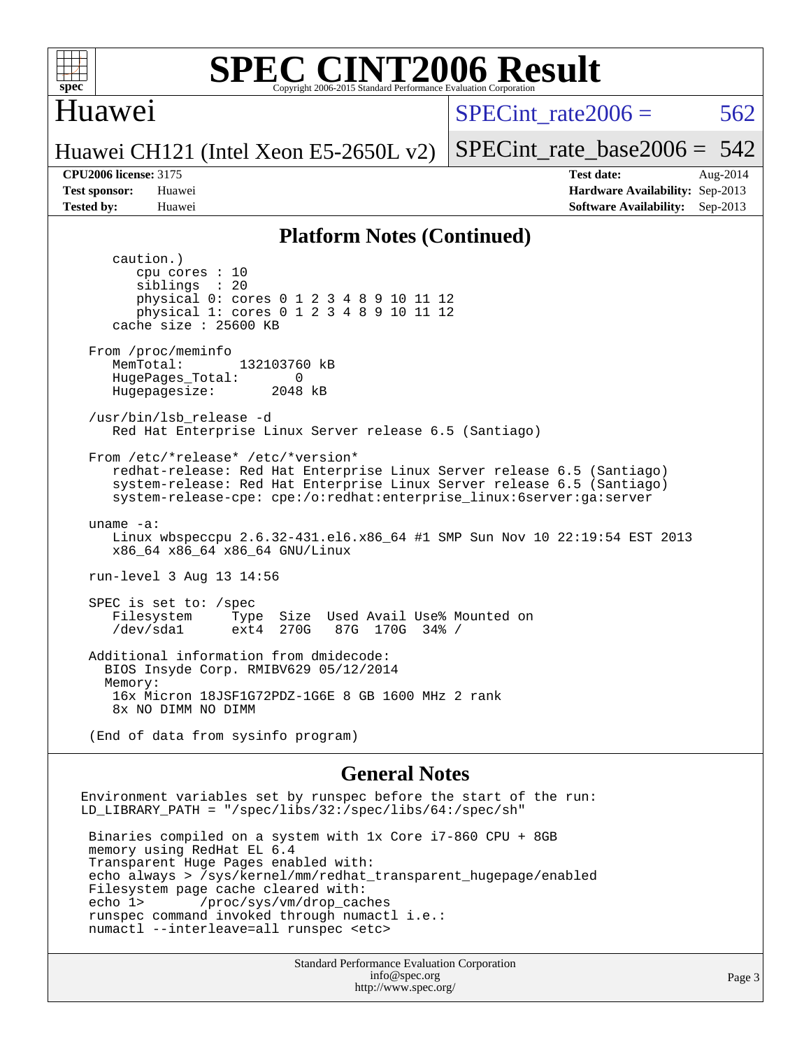## Platform Notes (Continued)

```
      caution.)
         cpu cores : 10
         siblings  : 20
         physical 0: cores 0 1 2 3 4 8 9 10 11 12
         physical 1: cores 0 1 2 3 4 8 9 10 11 12
      cache size : 25600 KB

   From /proc/meminfo
      MemTotal:       132103760 kB
      HugePages_Total:       0
      Hugepagesize:       2048 kB

   /usr/bin/lsb_release -d
      Red Hat Enterprise Linux Server release 6.5 (Santiago)

   From /etc/*release* /etc/*version*
      redhat-release: Red Hat Enterprise Linux Server release 6.5 (Santiago)
      system-release: Red Hat Enterprise Linux Server release 6.5 (Santiago)
      system-release-cpe: cpe:/o:redhat:enterprise_linux:6server:ga:server

   uname -a:
      Linux wbspeccpu 2.6.32-431.el6.x86_64 #1 SMP Sun Nov 10 22:19:54 EST 2013
      x86_64 x86_64 x86_64 GNU/Linux

   run-level 3 Aug 13 14:56

   SPEC is set to: /spec
      Filesystem     Type  Size  Used Avail Use% Mounted on
      /dev/sda1      ext4  270G   87G  170G  34% /

   Additional information from dmidecode:
     BIOS Insyde Corp. RMIBV629 05/12/2014
     Memory:
      16x Micron 18JSF1G72PDZ-1G6E 8 GB 1600 MHz 2 rank
      8x NO DIMM NO DIMM

   (End of data from sysinfo program)
```

## General Notes

```
Environment variables set by runspec before the start of the run:
LD_LIBRARY_PATH = "/spec/libs/32:/spec/libs/64:/spec/sh"

 Binaries compiled on a system with 1x Core i7-860 CPU + 8GB
 memory using RedHat EL 6.4
 Transparent Huge Pages enabled with:
 echo always > /sys/kernel/mm/redhat_transparent_hugepage/enabled
 Filesystem page cache cleared with:
 echo 1>       /proc/sys/vm/drop_caches
 runspec command invoked through numactl i.e.:
 numactl --interleave=all runspec <etc>
```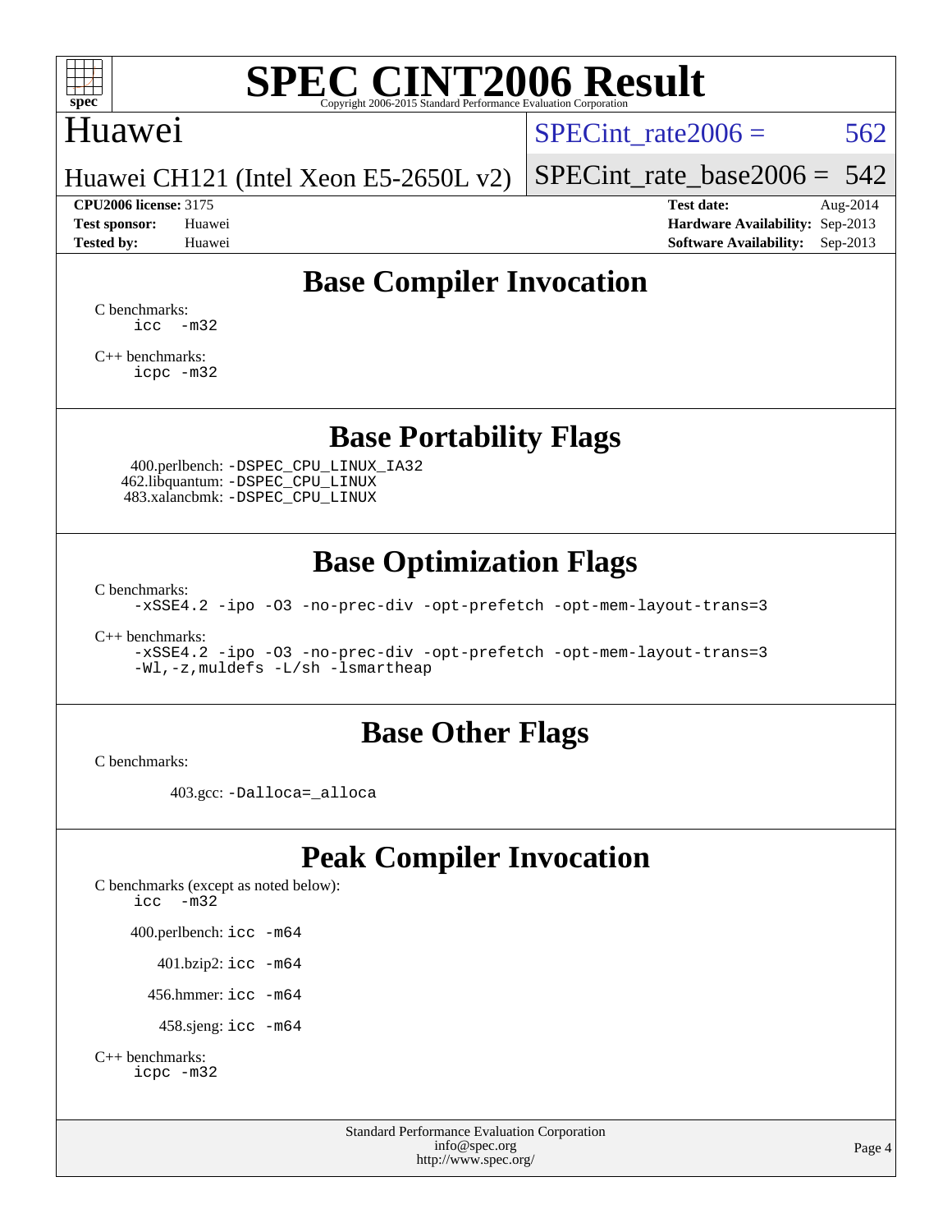# SPEC CINT2006 Result

Copyright 2006-2015 Standard Performance Evaluation Corporation

## Huawei

Huawei CH121 (Intel Xeon E5-2650L v2)

SPECint_rate2006 = 562

SPECint_rate_base2006 = 542

**CPU2006 license:** 3175
**Test sponsor:** Huawei
**Tested by:** Huawei

**Test date:** Aug-2014
**Hardware Availability:** Sep-2013
**Software Availability:** Sep-2013

## Base Compiler Invocation

C benchmarks:
```
icc -m32
```

C++ benchmarks:
```
icpc -m32
```

## Base Portability Flags

400.perlbench: `-DSPEC_CPU_LINUX_IA32`
462.libquantum: `-DSPEC_CPU_LINUX`
483.xalancbmk: `-DSPEC_CPU_LINUX`

## Base Optimization Flags

C benchmarks:
```
-xSSE4.2 -ipo -O3 -no-prec-div -opt-prefetch -opt-mem-layout-trans=3
```

C++ benchmarks:
```
-xSSE4.2 -ipo -O3 -no-prec-div -opt-prefetch -opt-mem-layout-trans=3
-Wl,-z,muldefs -L/sh -lsmartheap
```

## Base Other Flags

C benchmarks:

403.gcc: `-Dalloca=_alloca`

## Peak Compiler Invocation

C benchmarks (except as noted below):
```
icc -m32
```

400.perlbench: `icc -m64`

401.bzip2: `icc -m64`

456.hmmer: `icc -m64`

458.sjeng: `icc -m64`

C++ benchmarks:
```
icpc -m32
```

Standard Performance Evaluation Corporation
info@spec.org
http://www.spec.org/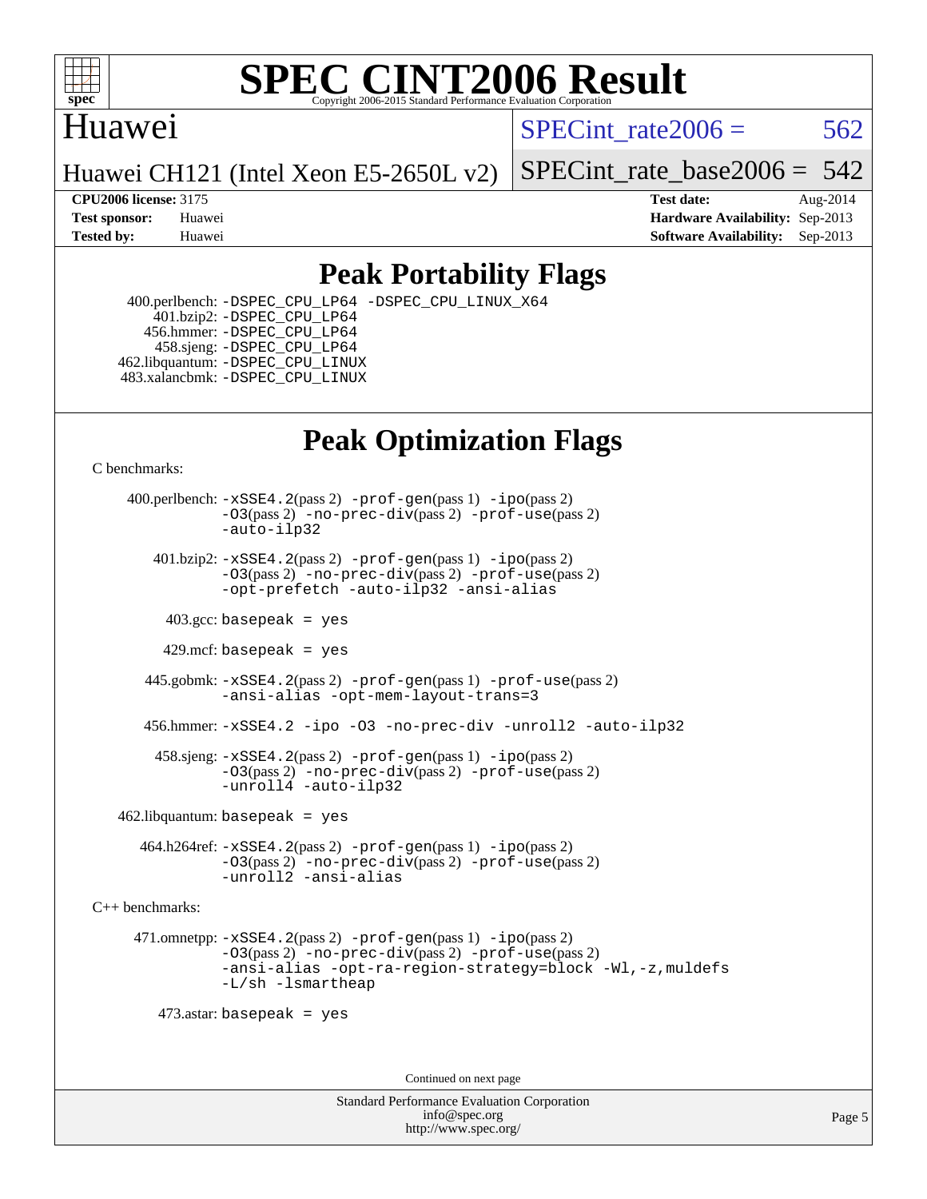# SPEC CINT2006 Result

Copyright 2006-2015 Standard Performance Evaluation Corporation

## Huawei

Huawei CH121 (Intel Xeon E5-2650L v2)

SPECint_rate2006 = 562

SPECint_rate_base2006 = 542

| | | | |
|---|---|---|---|
| **CPU2006 license:** 3175 | | **Test date:** | Aug-2014 |
| **Test sponsor:** | Huawei | **Hardware Availability:** | Sep-2013 |
| **Tested by:** | Huawei | **Software Availability:** | Sep-2013 |

## Peak Portability Flags

400.perlbench: -DSPEC_CPU_LP64 -DSPEC_CPU_LINUX_X64
401.bzip2: -DSPEC_CPU_LP64
456.hmmer: -DSPEC_CPU_LP64
458.sjeng: -DSPEC_CPU_LP64
462.libquantum: -DSPEC_CPU_LINUX
483.xalancbmk: -DSPEC_CPU_LINUX

## Peak Optimization Flags

C benchmarks:

400.perlbench: -xSSE4.2(pass 2) -prof-gen(pass 1) -ipo(pass 2) -O3(pass 2) -no-prec-div(pass 2) -prof-use(pass 2) -auto-ilp32

401.bzip2: -xSSE4.2(pass 2) -prof-gen(pass 1) -ipo(pass 2) -O3(pass 2) -no-prec-div(pass 2) -prof-use(pass 2) -opt-prefetch -auto-ilp32 -ansi-alias

403.gcc: basepeak = yes

429.mcf: basepeak = yes

445.gobmk: -xSSE4.2(pass 2) -prof-gen(pass 1) -prof-use(pass 2) -ansi-alias -opt-mem-layout-trans=3

456.hmmer: -xSSE4.2 -ipo -O3 -no-prec-div -unroll2 -auto-ilp32

458.sjeng: -xSSE4.2(pass 2) -prof-gen(pass 1) -ipo(pass 2) -O3(pass 2) -no-prec-div(pass 2) -prof-use(pass 2) -unroll4 -auto-ilp32

462.libquantum: basepeak = yes

464.h264ref: -xSSE4.2(pass 2) -prof-gen(pass 1) -ipo(pass 2) -O3(pass 2) -no-prec-div(pass 2) -prof-use(pass 2) -unroll2 -ansi-alias

C++ benchmarks:

471.omnetpp: -xSSE4.2(pass 2) -prof-gen(pass 1) -ipo(pass 2) -O3(pass 2) -no-prec-div(pass 2) -prof-use(pass 2) -ansi-alias -opt-ra-region-strategy=block -Wl,-z,muldefs -L/sh -lsmartheap

473.astar: basepeak = yes

Continued on next page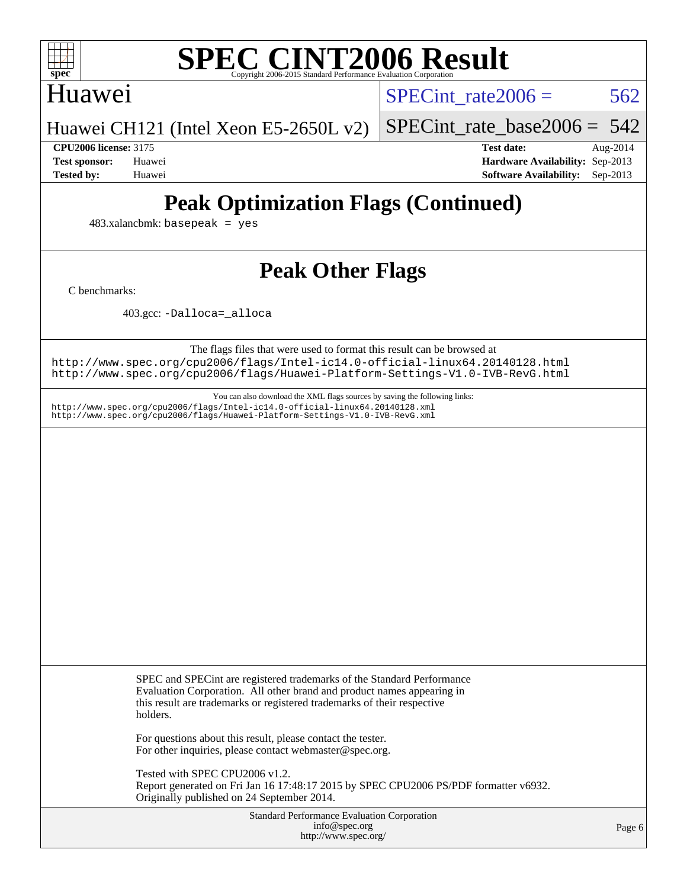# SPEC CINT2006 Result

Copyright 2006-2015 Standard Performance Evaluation Corporation

Huawei

Huawei CH121 (Intel Xeon E5-2650L v2)

SPECint_rate2006 = 562

SPECint_rate_base2006 = 542

**CPU2006 license:** 3175
**Test sponsor:** Huawei
**Tested by:** Huawei

**Test date:** Aug-2014
**Hardware Availability:** Sep-2013
**Software Availability:** Sep-2013

## Peak Optimization Flags (Continued)

483.xalancbmk: basepeak = yes

## Peak Other Flags

C benchmarks:

403.gcc: -Dalloca=_alloca

The flags files that were used to format this result can be browsed at
http://www.spec.org/cpu2006/flags/Intel-ic14.0-official-linux64.20140128.html
http://www.spec.org/cpu2006/flags/Huawei-Platform-Settings-V1.0-IVB-RevG.html

You can also download the XML flags sources by saving the following links:
http://www.spec.org/cpu2006/flags/Intel-ic14.0-official-linux64.20140128.xml
http://www.spec.org/cpu2006/flags/Huawei-Platform-Settings-V1.0-IVB-RevG.xml

SPEC and SPECint are registered trademarks of the Standard Performance Evaluation Corporation. All other brand and product names appearing in this result are trademarks or registered trademarks of their respective holders.

For questions about this result, please contact the tester.
For other inquiries, please contact webmaster@spec.org.

Tested with SPEC CPU2006 v1.2.
Report generated on Fri Jan 16 17:48:17 2015 by SPEC CPU2006 PS/PDF formatter v6932.
Originally published on 24 September 2014.

Standard Performance Evaluation Corporation
info@spec.org
http://www.spec.org/